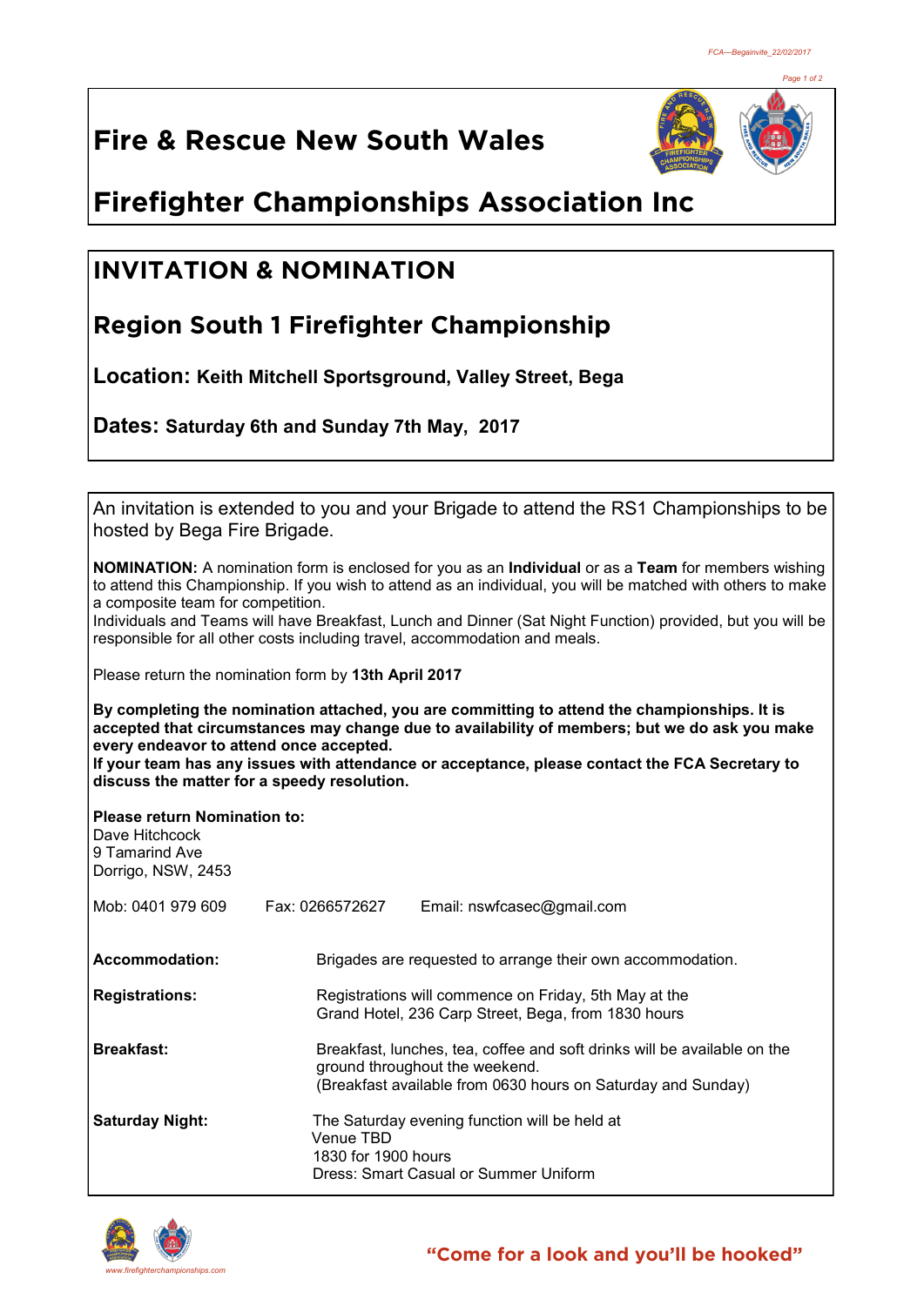# Fire & Rescue New South Wales

# Firefighter Championships Association Inc

## INVITATION & NOMINATION

## Region South 1 Firefighter Championship

**Location: Keith Mitchell Sportsground, Valley Street, Bega**

**Dates: Saturday 6th and Sunday 7th May, 2017**

An invitation is extended to you and your Brigade to attend the RS1 Championships to be hosted by Bega Fire Brigade.

**NOMINATION:** A nomination form is enclosed for you as an **Individual** or as a **Team** for members wishing to attend this Championship. If you wish to attend as an individual, you will be matched with others to make a composite team for competition.
Individuals and Teams will have Breakfast, Lunch and Dinner (Sat Night Function) provided, but you will be responsible for all other costs including travel, accommodation and meals.

Please return the nomination form by **13th April 2017**

**By completing the nomination attached, you are committing to attend the championships. It is accepted that circumstances may change due to availability of members; but we do ask you make every endeavor to attend once accepted.**
**If your team has any issues with attendance or acceptance, please contact the FCA Secretary to discuss the matter for a speedy resolution.**

**Please return Nomination to:**
Dave Hitchcock
9 Tamarind Ave
Dorrigo, NSW, 2453

Mob: 0401 979 609 Fax: 0266572627 Email: nswfcasec@gmail.com

**Accommodation:** Brigades are requested to arrange their own accommodation.

**Registrations:** Registrations will commence on Friday, 5th May at the Grand Hotel, 236 Carp Street, Bega, from 1830 hours

**Breakfast:** Breakfast, lunches, tea, coffee and soft drinks will be available on the ground throughout the weekend.
(Breakfast available from 0630 hours on Saturday and Sunday)

**Saturday Night:** The Saturday evening function will be held at
Venue TBD
1830 for 1900 hours
Dress: Smart Casual or Summer Uniform

www.firefighterchampionships.com

**"Come for a look and you'll be hooked"**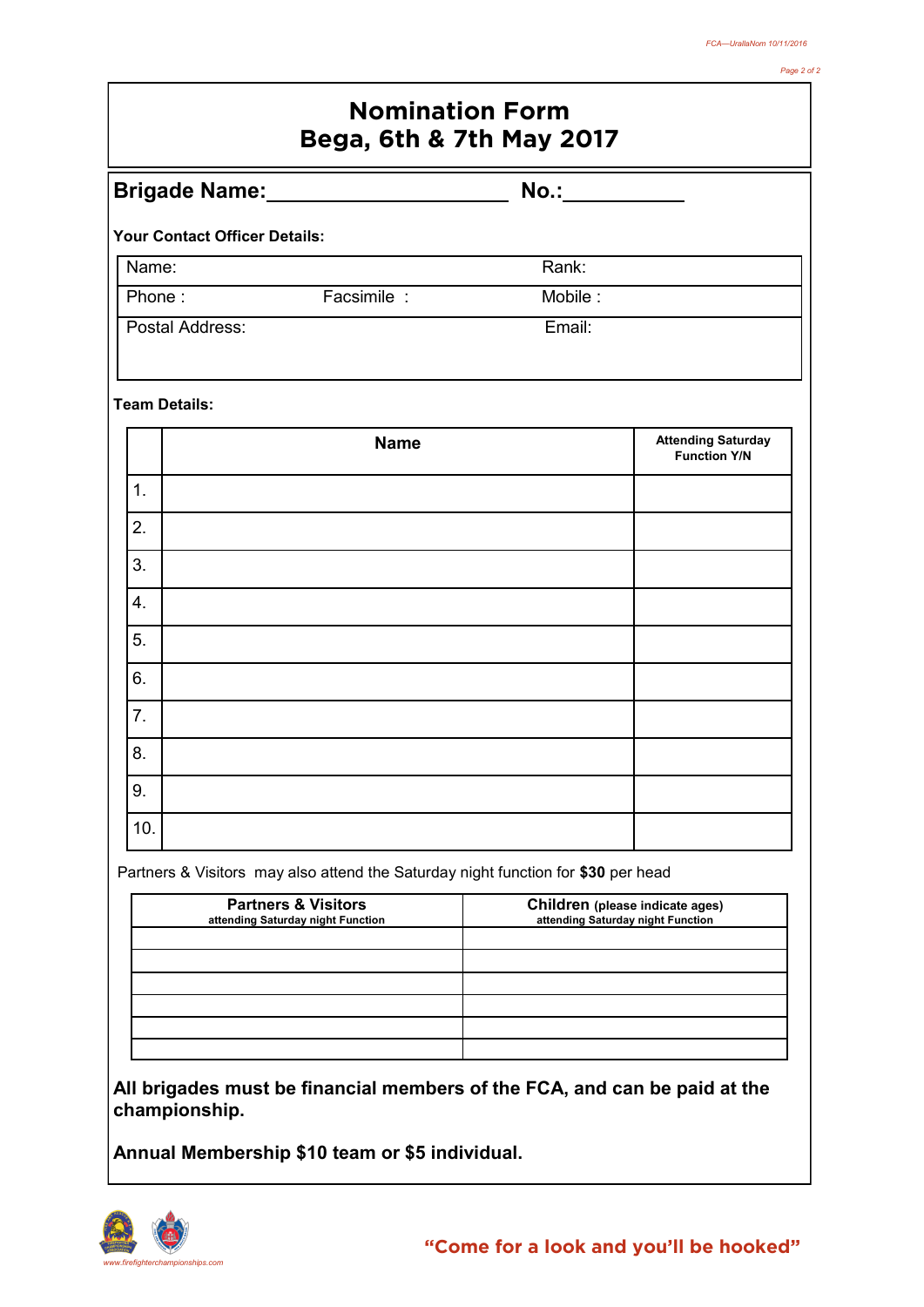# Nomination Form
# Bega, 6th & 7th May 2017

**Brigade Name:**\_\_\_\_\_\_\_\_\_\_\_\_\_\_\_\_\_\_\_\_\_\_\_\_ **No.:**\_\_\_\_\_\_\_\_\_\_

**Your Contact Officer Details:**

| | | |
|---|---|---|
| Name: | | Rank: |
| Phone : | Facsimile : | Mobile : |
| Postal Address: | | Email: |

**Team Details:**

| | Name | Attending Saturday Function Y/N |
|---|---|---|
| 1. | | |
| 2. | | |
| 3. | | |
| 4. | | |
| 5. | | |
| 6. | | |
| 7. | | |
| 8. | | |
| 9. | | |
| 10. | | |

Partners & Visitors may also attend the Saturday night function for **$30** per head

| **Partners & Visitors** attending Saturday night Function | **Children** (please indicate ages) attending Saturday night Function |
|---|---|
| | |
| | |
| | |
| | |
| | |
| | |

**All brigades must be financial members of the FCA, and can be paid at the championship.**

**Annual Membership $10 team or $5 individual.**

www.firefighterchampionships.com

**"Come for a look and you'll be hooked"**